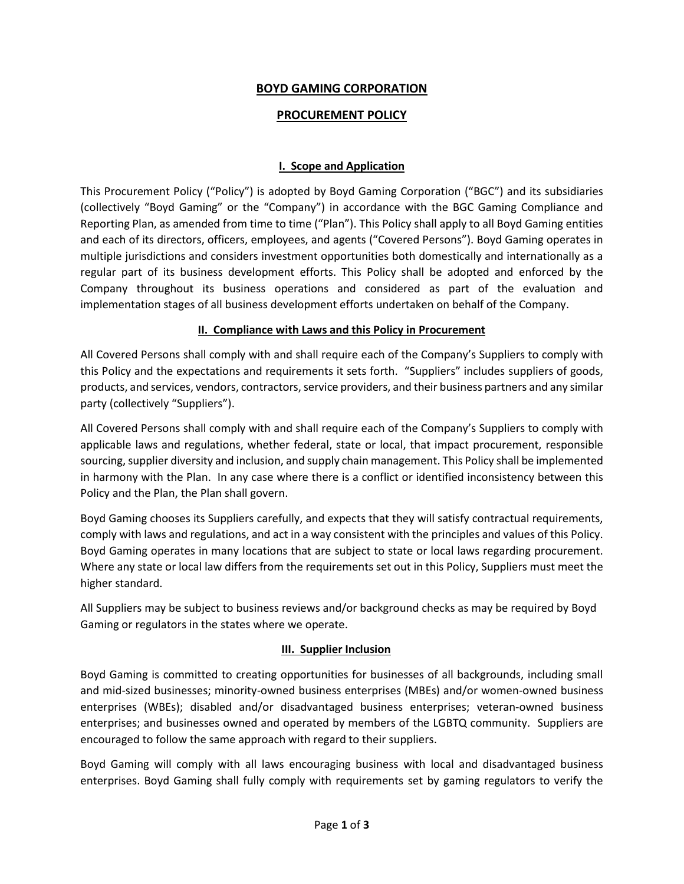# BOYD GAMING CORPORATION

# PROCUREMENT POLICY

## I. Scope and Application

This Procurement Policy ("Policy") is adopted by Boyd Gaming Corporation ("BGC") and its subsidiaries (collectively "Boyd Gaming" or the "Company") in accordance with the BGC Gaming Compliance and Reporting Plan, as amended from time to time ("Plan"). This Policy shall apply to all Boyd Gaming entities and each of its directors, officers, employees, and agents ("Covered Persons"). Boyd Gaming operates in multiple jurisdictions and considers investment opportunities both domestically and internationally as a regular part of its business development efforts. This Policy shall be adopted and enforced by the Company throughout its business operations and considered as part of the evaluation and implementation stages of all business development efforts undertaken on behalf of the Company.

## II. Compliance with Laws and this Policy in Procurement

All Covered Persons shall comply with and shall require each of the Company's Suppliers to comply with this Policy and the expectations and requirements it sets forth. "Suppliers" includes suppliers of goods, products, and services, vendors, contractors, service providers, and their business partners and any similar party (collectively "Suppliers").

All Covered Persons shall comply with and shall require each of the Company's Suppliers to comply with applicable laws and regulations, whether federal, state or local, that impact procurement, responsible sourcing, supplier diversity and inclusion, and supply chain management. This Policy shall be implemented in harmony with the Plan. In any case where there is a conflict or identified inconsistency between this Policy and the Plan, the Plan shall govern.

Boyd Gaming chooses its Suppliers carefully, and expects that they will satisfy contractual requirements, comply with laws and regulations, and act in a way consistent with the principles and values of this Policy. Boyd Gaming operates in many locations that are subject to state or local laws regarding procurement. Where any state or local law differs from the requirements set out in this Policy, Suppliers must meet the higher standard.

All Suppliers may be subject to business reviews and/or background checks as may be required by Boyd Gaming or regulators in the states where we operate.

## III. Supplier Inclusion

Boyd Gaming is committed to creating opportunities for businesses of all backgrounds, including small and mid-sized businesses; minority-owned business enterprises (MBEs) and/or women-owned business enterprises (WBEs); disabled and/or disadvantaged business enterprises; veteran-owned business enterprises; and businesses owned and operated by members of the LGBTQ community. Suppliers are encouraged to follow the same approach with regard to their suppliers.

Boyd Gaming will comply with all laws encouraging business with local and disadvantaged business enterprises. Boyd Gaming shall fully comply with requirements set by gaming regulators to verify the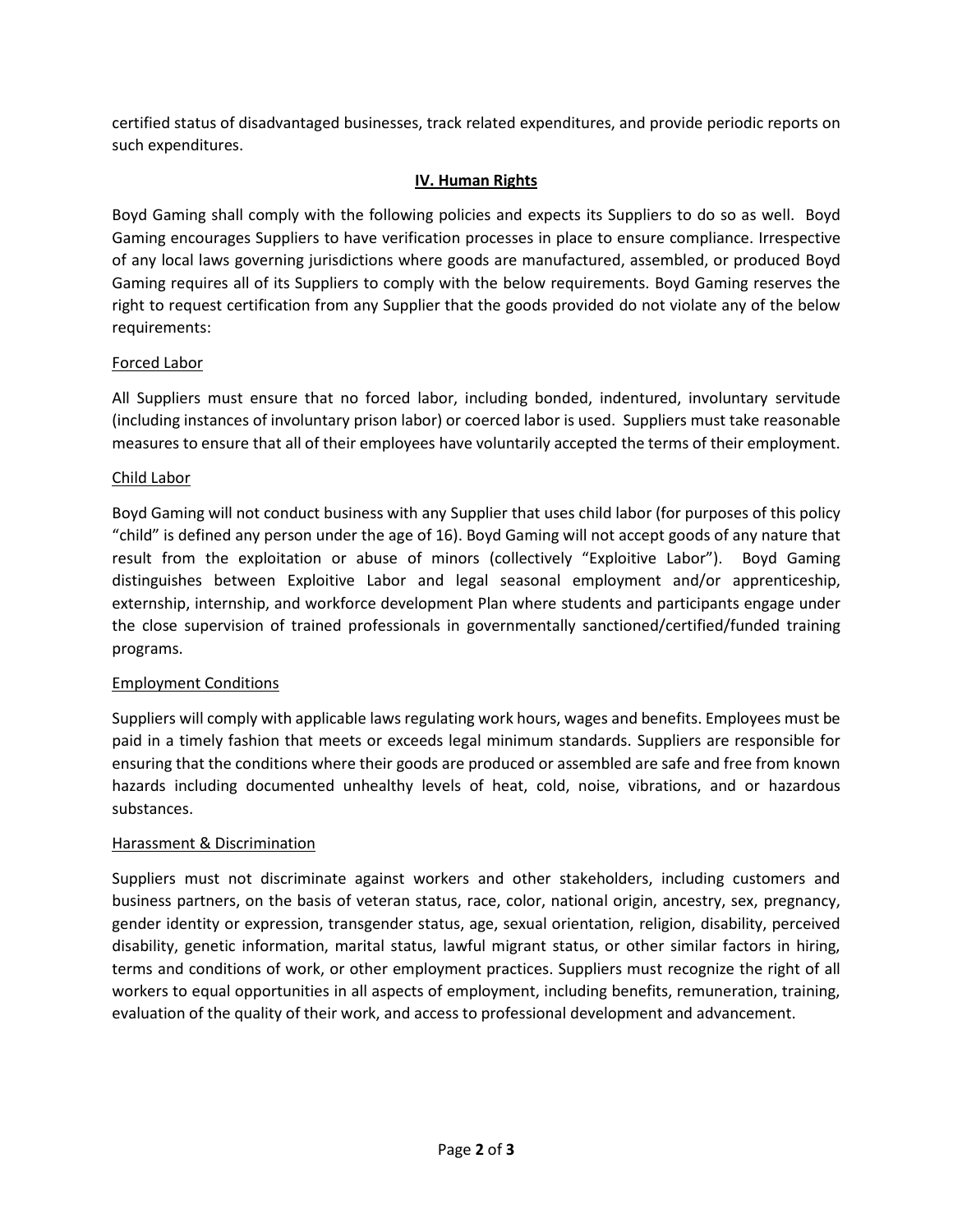certified status of disadvantaged businesses, track related expenditures, and provide periodic reports on such expenditures.

## IV. Human Rights

Boyd Gaming shall comply with the following policies and expects its Suppliers to do so as well. Boyd Gaming encourages Suppliers to have verification processes in place to ensure compliance. Irrespective of any local laws governing jurisdictions where goods are manufactured, assembled, or produced Boyd Gaming requires all of its Suppliers to comply with the below requirements. Boyd Gaming reserves the right to request certification from any Supplier that the goods provided do not violate any of the below requirements:

### Forced Labor

All Suppliers must ensure that no forced labor, including bonded, indentured, involuntary servitude (including instances of involuntary prison labor) or coerced labor is used. Suppliers must take reasonable measures to ensure that all of their employees have voluntarily accepted the terms of their employment.

### Child Labor

Boyd Gaming will not conduct business with any Supplier that uses child labor (for purposes of this policy "child" is defined any person under the age of 16). Boyd Gaming will not accept goods of any nature that result from the exploitation or abuse of minors (collectively "Exploitive Labor"). Boyd Gaming distinguishes between Exploitive Labor and legal seasonal employment and/or apprenticeship, externship, internship, and workforce development Plan where students and participants engage under the close supervision of trained professionals in governmentally sanctioned/certified/funded training programs.

### Employment Conditions

Suppliers will comply with applicable laws regulating work hours, wages and benefits. Employees must be paid in a timely fashion that meets or exceeds legal minimum standards. Suppliers are responsible for ensuring that the conditions where their goods are produced or assembled are safe and free from known hazards including documented unhealthy levels of heat, cold, noise, vibrations, and or hazardous substances.

### Harassment & Discrimination

Suppliers must not discriminate against workers and other stakeholders, including customers and business partners, on the basis of veteran status, race, color, national origin, ancestry, sex, pregnancy, gender identity or expression, transgender status, age, sexual orientation, religion, disability, perceived disability, genetic information, marital status, lawful migrant status, or other similar factors in hiring, terms and conditions of work, or other employment practices. Suppliers must recognize the right of all workers to equal opportunities in all aspects of employment, including benefits, remuneration, training, evaluation of the quality of their work, and access to professional development and advancement.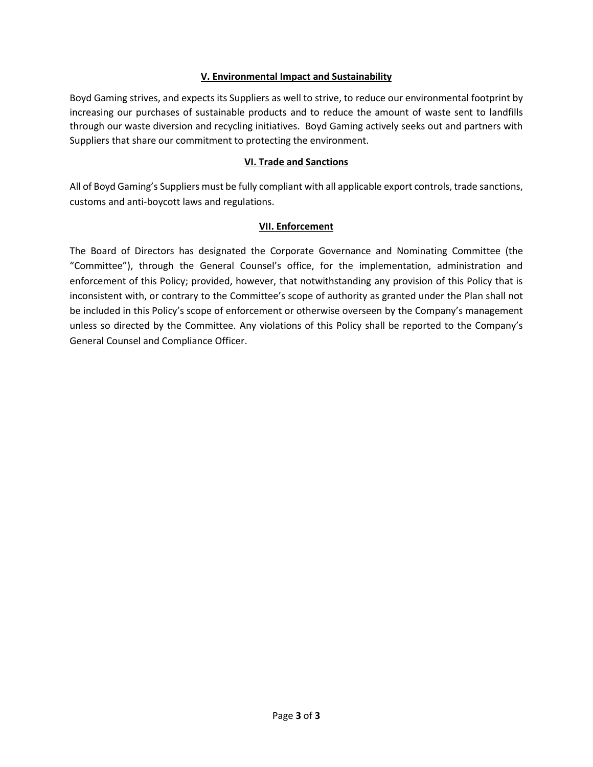## V. Environmental Impact and Sustainability

Boyd Gaming strives, and expects its Suppliers as well to strive, to reduce our environmental footprint by increasing our purchases of sustainable products and to reduce the amount of waste sent to landfills through our waste diversion and recycling initiatives. Boyd Gaming actively seeks out and partners with Suppliers that share our commitment to protecting the environment.

## VI. Trade and Sanctions

All of Boyd Gaming's Suppliers must be fully compliant with all applicable export controls, trade sanctions, customs and anti-boycott laws and regulations.

## VII. Enforcement

The Board of Directors has designated the Corporate Governance and Nominating Committee (the "Committee"), through the General Counsel's office, for the implementation, administration and enforcement of this Policy; provided, however, that notwithstanding any provision of this Policy that is inconsistent with, or contrary to the Committee's scope of authority as granted under the Plan shall not be included in this Policy's scope of enforcement or otherwise overseen by the Company's management unless so directed by the Committee. Any violations of this Policy shall be reported to the Company's General Counsel and Compliance Officer.